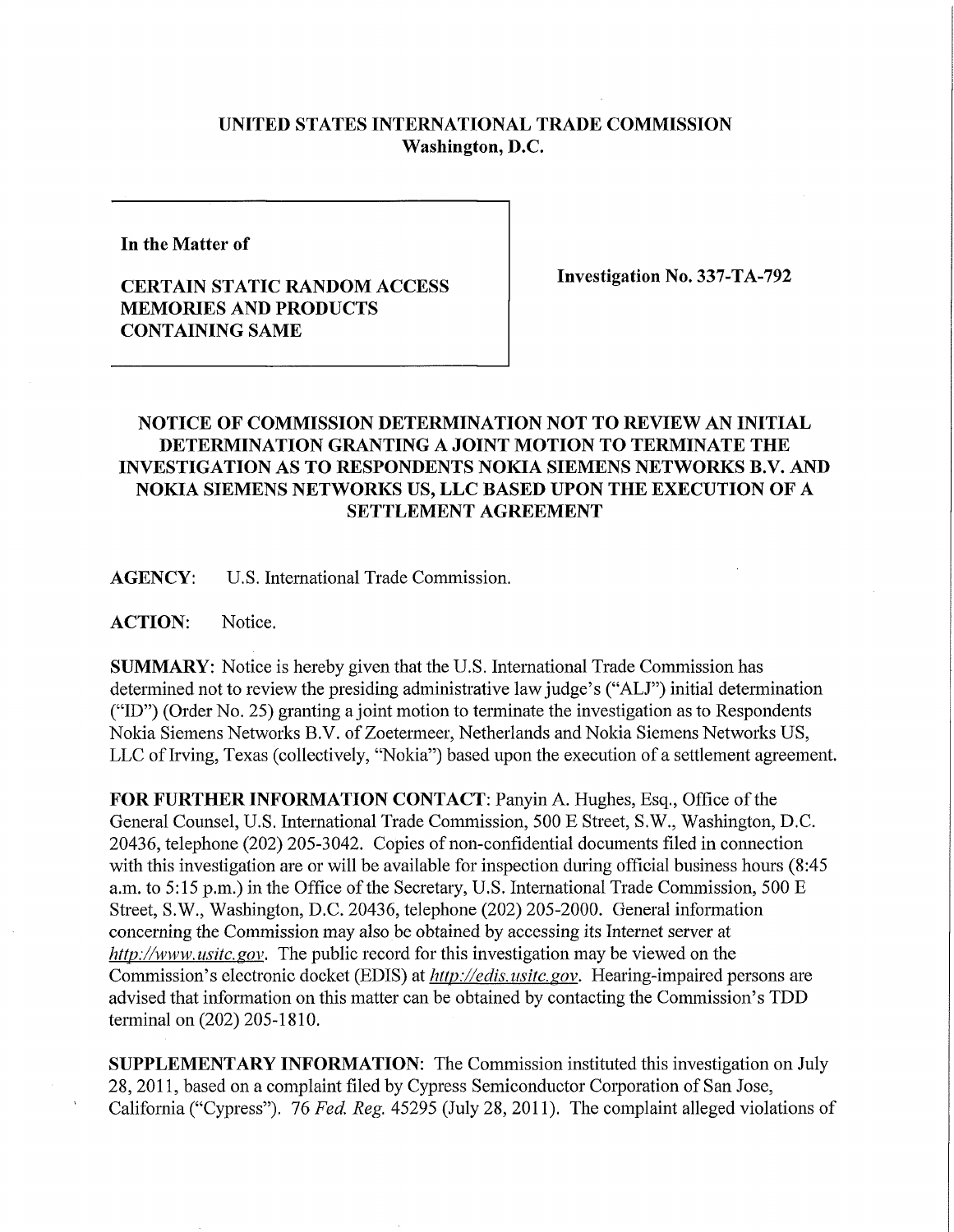**UNITED STATES INTERNATIONAL TRADE COMMISSION**
**Washington, D.C.**

**In the Matter of**

**CERTAIN STATIC RANDOM ACCESS MEMORIES AND PRODUCTS CONTAINING SAME**

**Investigation No. 337-TA-792**

## NOTICE OF COMMISSION DETERMINATION NOT TO REVIEW AN INITIAL DETERMINATION GRANTING A JOINT MOTION TO TERMINATE THE INVESTIGATION AS TO RESPONDENTS NOKIA SIEMENS NETWORKS B.V. AND NOKIA SIEMENS NETWORKS US, LLC BASED UPON THE EXECUTION OF A SETTLEMENT AGREEMENT

**AGENCY:** U.S. International Trade Commission.

**ACTION:** Notice.

**SUMMARY:** Notice is hereby given that the U.S. International Trade Commission has determined not to review the presiding administrative law judge's ("ALJ") initial determination ("ID") (Order No. 25) granting a joint motion to terminate the investigation as to Respondents Nokia Siemens Networks B.V. of Zoetermeer, Netherlands and Nokia Siemens Networks US, LLC of Irving, Texas (collectively, "Nokia") based upon the execution of a settlement agreement.

**FOR FURTHER INFORMATION CONTACT:** Panyin A. Hughes, Esq., Office of the General Counsel, U.S. International Trade Commission, 500 E Street, S.W., Washington, D.C. 20436, telephone (202) 205-3042. Copies of non-confidential documents filed in connection with this investigation are or will be available for inspection during official business hours (8:45 a.m. to 5:15 p.m.) in the Office of the Secretary, U.S. International Trade Commission, 500 E Street, S.W., Washington, D.C. 20436, telephone (202) 205-2000. General information concerning the Commission may also be obtained by accessing its Internet server at *http://www.usitc.gov*. The public record for this investigation may be viewed on the Commission's electronic docket (EDIS) at *http://edis.usitc.gov*. Hearing-impaired persons are advised that information on this matter can be obtained by contacting the Commission's TDD terminal on (202) 205-1810.

**SUPPLEMENTARY INFORMATION:** The Commission instituted this investigation on July 28, 2011, based on a complaint filed by Cypress Semiconductor Corporation of San Jose, California ("Cypress"). 76 *Fed. Reg.* 45295 (July 28, 2011). The complaint alleged violations of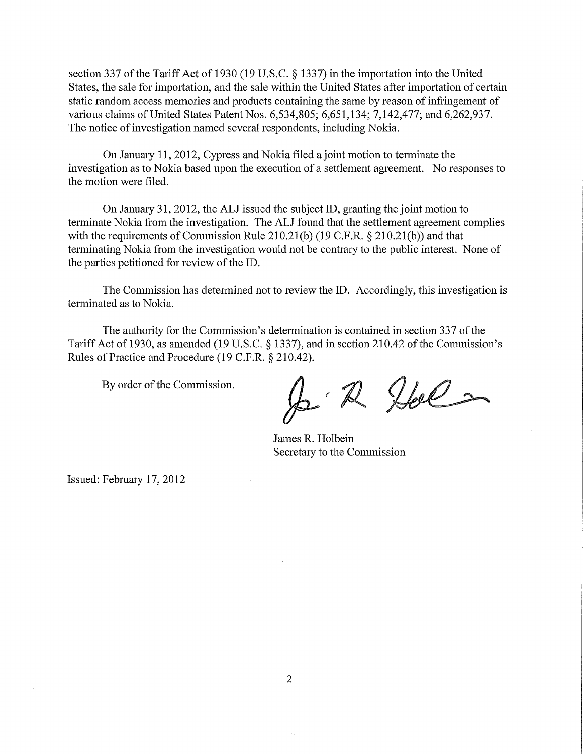section 337 of the Tariff Act of 1930 (19 U.S.C. § 1337) in the importation into the United States, the sale for importation, and the sale within the United States after importation of certain static random access memories and products containing the same by reason of infringement of various claims of United States Patent Nos. 6,534,805; 6,651,134; 7,142,477; and 6,262,937. The notice of investigation named several respondents, including Nokia.

On January 11, 2012, Cypress and Nokia filed a joint motion to terminate the investigation as to Nokia based upon the execution of a settlement agreement. No responses to the motion were filed.

On January 31, 2012, the ALJ issued the subject ID, granting the joint motion to terminate Nokia from the investigation. The ALJ found that the settlement agreement complies with the requirements of Commission Rule 210.21(b) (19 C.F.R. § 210.21(b)) and that terminating Nokia from the investigation would not be contrary to the public interest. None of the parties petitioned for review of the ID.

The Commission has determined not to review the ID. Accordingly, this investigation is terminated as to Nokia.

The authority for the Commission's determination is contained in section 337 of the Tariff Act of 1930, as amended (19 U.S.C. § 1337), and in section 210.42 of the Commission's Rules of Practice and Procedure (19 C.F.R. § 210.42).

By order of the Commission.

James R. Holbein
Secretary to the Commission

Issued: February 17, 2012